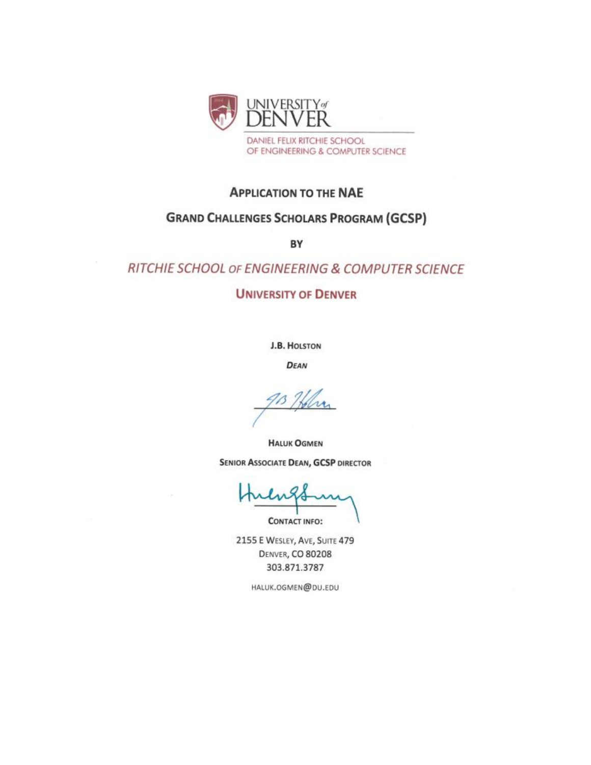UNIVERSITY of DENVER

DANIEL FELIX RITCHIE SCHOOL OF ENGINEERING & COMPUTER SCIENCE

# APPLICATION TO THE NAE

# GRAND CHALLENGES SCHOLARS PROGRAM (GCSP)

**BY**

## *RITCHIE SCHOOL OF ENGINEERING & COMPUTER SCIENCE*

## UNIVERSITY OF DENVER

**J.B. HOLSTON**

***DEAN***

**HALUK OGMEN**

**SENIOR ASSOCIATE DEAN, GCSP DIRECTOR**

**CONTACT INFO:**

2155 E WESLEY, AVE, SUITE 479
DENVER, CO 80208
303.871.3787

HALUK.OGMEN@DU.EDU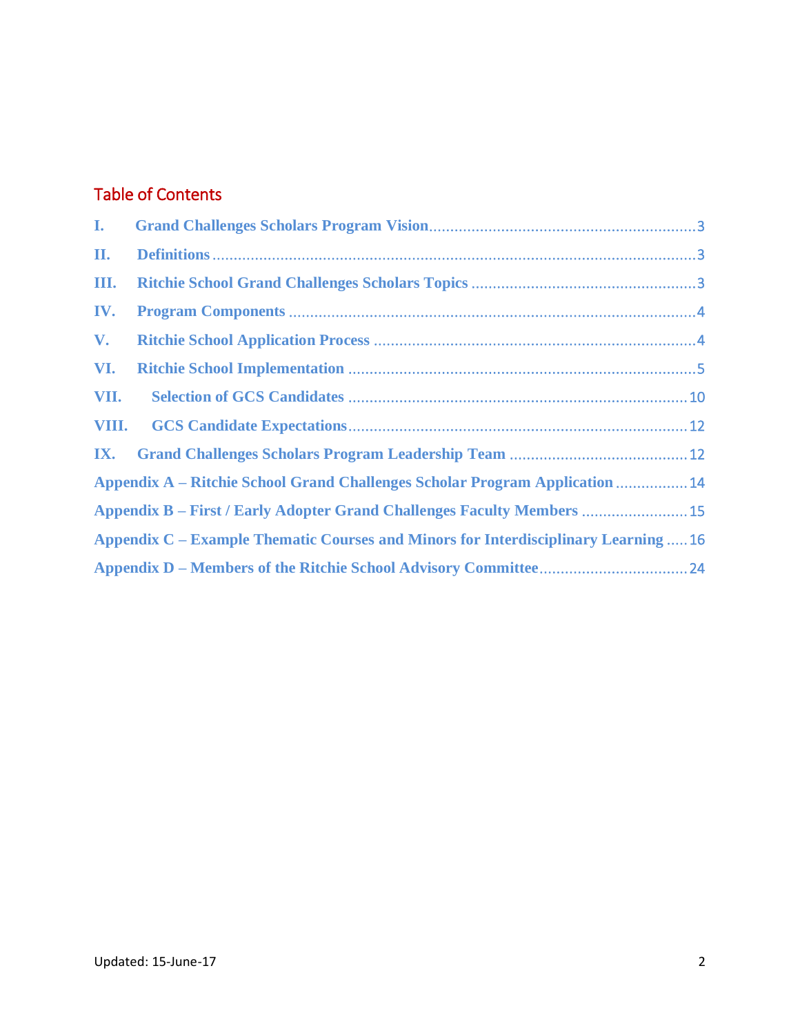## Table of Contents

I. Grand Challenges Scholars Program Vision .......... 3

II. Definitions .......... 3

III. Ritchie School Grand Challenges Scholars Topics .......... 3

IV. Program Components .......... 4

V. Ritchie School Application Process .......... 4

VI. Ritchie School Implementation .......... 5

VII. Selection of GCS Candidates .......... 10

VIII. GCS Candidate Expectations .......... 12

IX. Grand Challenges Scholars Program Leadership Team .......... 12

Appendix A – Ritchie School Grand Challenges Scholar Program Application .......... 14

Appendix B – First / Early Adopter Grand Challenges Faculty Members .......... 15

Appendix C – Example Thematic Courses and Minors for Interdisciplinary Learning .......... 16

Appendix D – Members of the Ritchie School Advisory Committee .......... 24

Updated: 15-June-17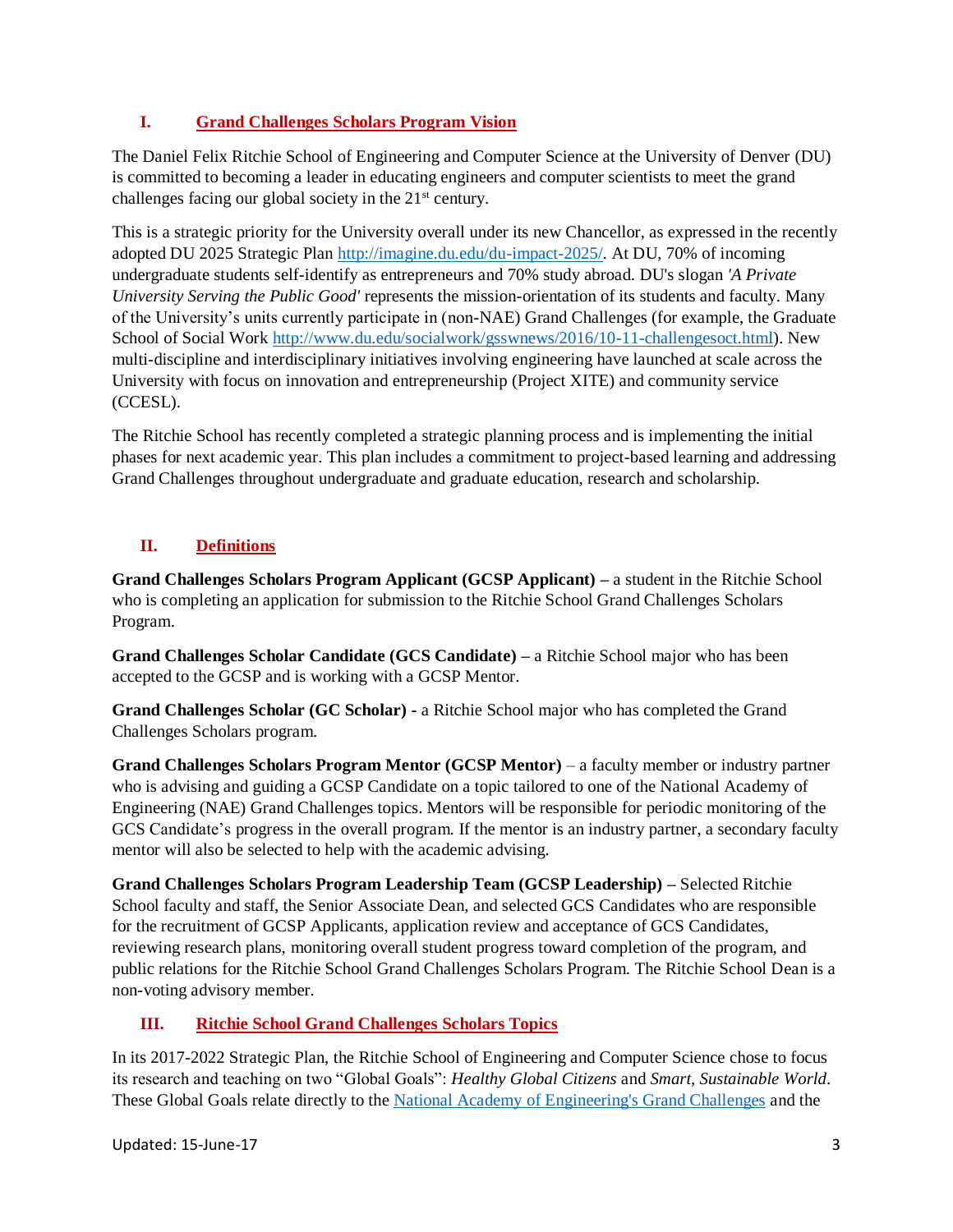## I. Grand Challenges Scholars Program Vision

The Daniel Felix Ritchie School of Engineering and Computer Science at the University of Denver (DU) is committed to becoming a leader in educating engineers and computer scientists to meet the grand challenges facing our global society in the 21st century.

This is a strategic priority for the University overall under its new Chancellor, as expressed in the recently adopted DU 2025 Strategic Plan [http://imagine.du.edu/du-impact-2025/](http://imagine.du.edu/du-impact-2025/). At DU, 70% of incoming undergraduate students self-identify as entrepreneurs and 70% study abroad. DU's slogan *'A Private University Serving the Public Good'* represents the mission-orientation of its students and faculty. Many of the University's units currently participate in (non-NAE) Grand Challenges (for example, the Graduate School of Social Work [http://www.du.edu/socialwork/gsswnews/2016/10-11-challengesoct.html](http://www.du.edu/socialwork/gsswnews/2016/10-11-challengesoct.html)). New multi-discipline and interdisciplinary initiatives involving engineering have launched at scale across the University with focus on innovation and entrepreneurship (Project XITE) and community service (CCESL).

The Ritchie School has recently completed a strategic planning process and is implementing the initial phases for next academic year. This plan includes a commitment to project-based learning and addressing Grand Challenges throughout undergraduate and graduate education, research and scholarship.

## II. Definitions

**Grand Challenges Scholars Program Applicant (GCSP Applicant) –** a student in the Ritchie School who is completing an application for submission to the Ritchie School Grand Challenges Scholars Program.

**Grand Challenges Scholar Candidate (GCS Candidate) –** a Ritchie School major who has been accepted to the GCSP and is working with a GCSP Mentor.

**Grand Challenges Scholar (GC Scholar) -** a Ritchie School major who has completed the Grand Challenges Scholars program.

**Grand Challenges Scholars Program Mentor (GCSP Mentor)** – a faculty member or industry partner who is advising and guiding a GCSP Candidate on a topic tailored to one of the National Academy of Engineering (NAE) Grand Challenges topics. Mentors will be responsible for periodic monitoring of the GCS Candidate's progress in the overall program. If the mentor is an industry partner, a secondary faculty mentor will also be selected to help with the academic advising.

**Grand Challenges Scholars Program Leadership Team (GCSP Leadership) –** Selected Ritchie School faculty and staff, the Senior Associate Dean, and selected GCS Candidates who are responsible for the recruitment of GCSP Applicants, application review and acceptance of GCS Candidates, reviewing research plans, monitoring overall student progress toward completion of the program, and public relations for the Ritchie School Grand Challenges Scholars Program. The Ritchie School Dean is a non-voting advisory member.

## III. Ritchie School Grand Challenges Scholars Topics

In its 2017-2022 Strategic Plan, the Ritchie School of Engineering and Computer Science chose to focus its research and teaching on two "Global Goals": *Healthy Global Citizens* and *Smart, Sustainable World*. These Global Goals relate directly to the National Academy of Engineering's Grand Challenges and the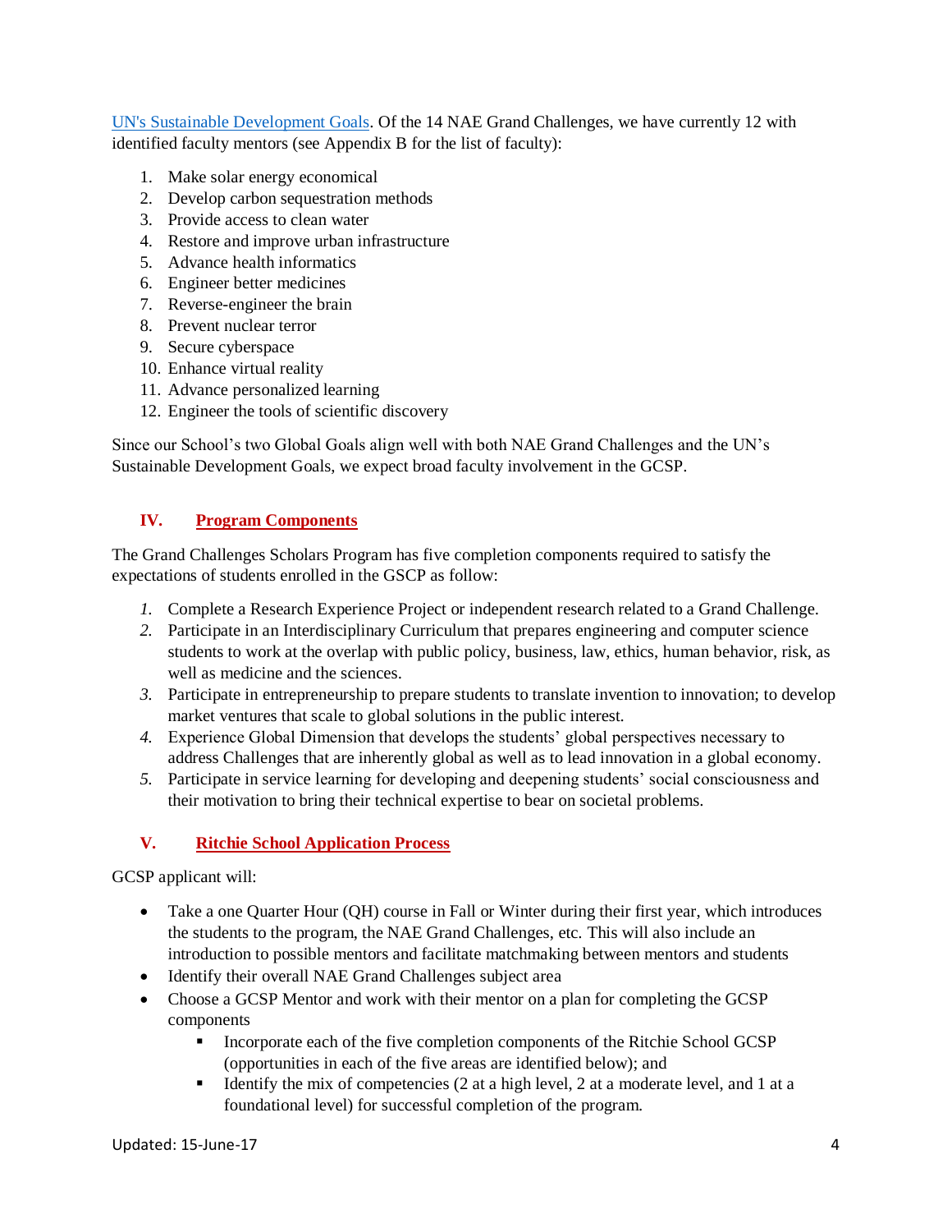[UN's Sustainable Development Goals](). Of the 14 NAE Grand Challenges, we have currently 12 with identified faculty mentors (see Appendix B for the list of faculty):

1. Make solar energy economical
2. Develop carbon sequestration methods
3. Provide access to clean water
4. Restore and improve urban infrastructure
5. Advance health informatics
6. Engineer better medicines
7. Reverse-engineer the brain
8. Prevent nuclear terror
9. Secure cyberspace
10. Enhance virtual reality
11. Advance personalized learning
12. Engineer the tools of scientific discovery

Since our School's two Global Goals align well with both NAE Grand Challenges and the UN's Sustainable Development Goals, we expect broad faculty involvement in the GCSP.

## IV. Program Components

The Grand Challenges Scholars Program has five completion components required to satisfy the expectations of students enrolled in the GSCP as follow:

1. Complete a Research Experience Project or independent research related to a Grand Challenge.
2. Participate in an Interdisciplinary Curriculum that prepares engineering and computer science students to work at the overlap with public policy, business, law, ethics, human behavior, risk, as well as medicine and the sciences.
3. Participate in entrepreneurship to prepare students to translate invention to innovation; to develop market ventures that scale to global solutions in the public interest.
4. Experience Global Dimension that develops the students' global perspectives necessary to address Challenges that are inherently global as well as to lead innovation in a global economy.
5. Participate in service learning for developing and deepening students' social consciousness and their motivation to bring their technical expertise to bear on societal problems.

## V. Ritchie School Application Process

GCSP applicant will:

- Take a one Quarter Hour (QH) course in Fall or Winter during their first year, which introduces the students to the program, the NAE Grand Challenges, etc. This will also include an introduction to possible mentors and facilitate matchmaking between mentors and students
- Identify their overall NAE Grand Challenges subject area
- Choose a GCSP Mentor and work with their mentor on a plan for completing the GCSP components
  - Incorporate each of the five completion components of the Ritchie School GCSP (opportunities in each of the five areas are identified below); and
  - Identify the mix of competencies (2 at a high level, 2 at a moderate level, and 1 at a foundational level) for successful completion of the program.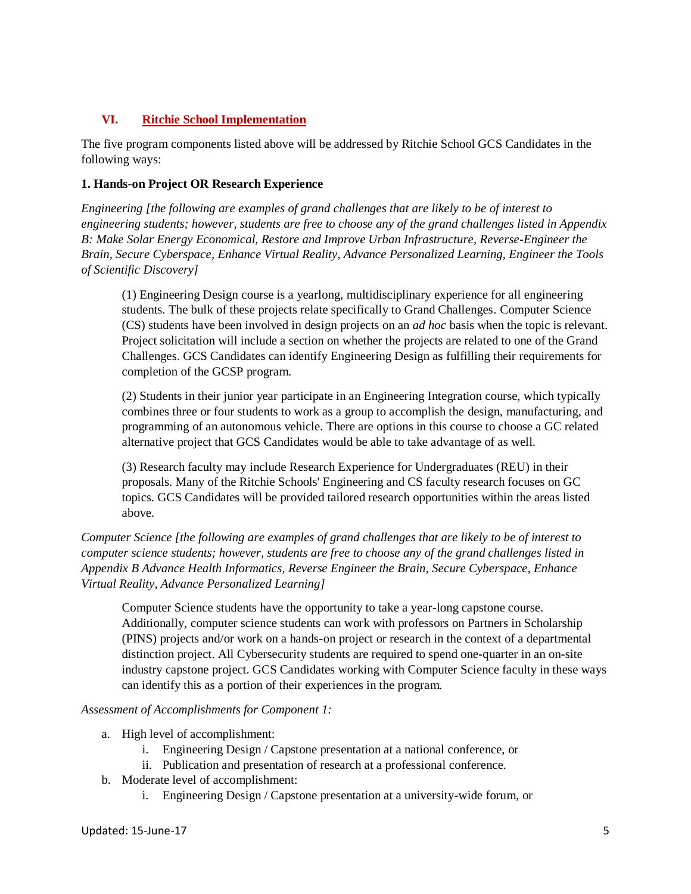## VI. Ritchie School Implementation

The five program components listed above will be addressed by Ritchie School GCS Candidates in the following ways:

**1. Hands-on Project OR Research Experience**

*Engineering [the following are examples of grand challenges that are likely to be of interest to engineering students; however, students are free to choose any of the grand challenges listed in Appendix B: Make Solar Energy Economical, Restore and Improve Urban Infrastructure, Reverse-Engineer the Brain, Secure Cyberspace, Enhance Virtual Reality, Advance Personalized Learning, Engineer the Tools of Scientific Discovery]*

> (1) Engineering Design course is a yearlong, multidisciplinary experience for all engineering students. The bulk of these projects relate specifically to Grand Challenges. Computer Science (CS) students have been involved in design projects on an *ad hoc* basis when the topic is relevant. Project solicitation will include a section on whether the projects are related to one of the Grand Challenges. GCS Candidates can identify Engineering Design as fulfilling their requirements for completion of the GCSP program.
>
> (2) Students in their junior year participate in an Engineering Integration course, which typically combines three or four students to work as a group to accomplish the design, manufacturing, and programming of an autonomous vehicle. There are options in this course to choose a GC related alternative project that GCS Candidates would be able to take advantage of as well.
>
> (3) Research faculty may include Research Experience for Undergraduates (REU) in their proposals. Many of the Ritchie Schools' Engineering and CS faculty research focuses on GC topics. GCS Candidates will be provided tailored research opportunities within the areas listed above.

*Computer Science [the following are examples of grand challenges that are likely to be of interest to computer science students; however, students are free to choose any of the grand challenges listed in Appendix B Advance Health Informatics, Reverse Engineer the Brain, Secure Cyberspace, Enhance Virtual Reality, Advance Personalized Learning]*

> Computer Science students have the opportunity to take a year-long capstone course. Additionally, computer science students can work with professors on Partners in Scholarship (PINS) projects and/or work on a hands-on project or research in the context of a departmental distinction project. All Cybersecurity students are required to spend one-quarter in an on-site industry capstone project. GCS Candidates working with Computer Science faculty in these ways can identify this as a portion of their experiences in the program.

*Assessment of Accomplishments for Component 1:*

a. High level of accomplishment:
   i. Engineering Design / Capstone presentation at a national conference, or
   ii. Publication and presentation of research at a professional conference.
b. Moderate level of accomplishment:
   i. Engineering Design / Capstone presentation at a university-wide forum, or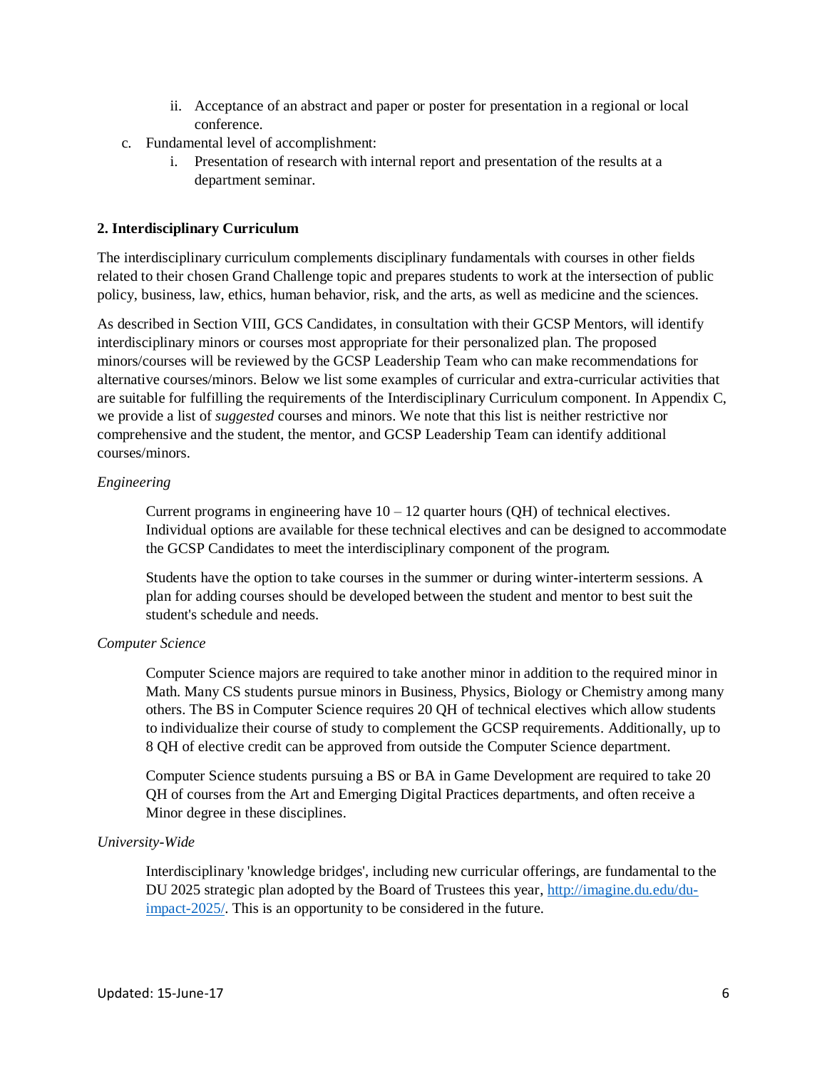ii. Acceptance of an abstract and paper or poster for presentation in a regional or local conference.

c. Fundamental level of accomplishment:
   i. Presentation of research with internal report and presentation of the results at a department seminar.

**2. Interdisciplinary Curriculum**

The interdisciplinary curriculum complements disciplinary fundamentals with courses in other fields related to their chosen Grand Challenge topic and prepares students to work at the intersection of public policy, business, law, ethics, human behavior, risk, and the arts, as well as medicine and the sciences.

As described in Section VIII, GCS Candidates, in consultation with their GCSP Mentors, will identify interdisciplinary minors or courses most appropriate for their personalized plan. The proposed minors/courses will be reviewed by the GCSP Leadership Team who can make recommendations for alternative courses/minors. Below we list some examples of curricular and extra-curricular activities that are suitable for fulfilling the requirements of the Interdisciplinary Curriculum component. In Appendix C, we provide a list of *suggested* courses and minors. We note that this list is neither restrictive nor comprehensive and the student, the mentor, and GCSP Leadership Team can identify additional courses/minors.

*Engineering*

> Current programs in engineering have 10 – 12 quarter hours (QH) of technical electives. Individual options are available for these technical electives and can be designed to accommodate the GCSP Candidates to meet the interdisciplinary component of the program.
>
> Students have the option to take courses in the summer or during winter-interterm sessions. A plan for adding courses should be developed between the student and mentor to best suit the student's schedule and needs.

*Computer Science*

> Computer Science majors are required to take another minor in addition to the required minor in Math. Many CS students pursue minors in Business, Physics, Biology or Chemistry among many others. The BS in Computer Science requires 20 QH of technical electives which allow students to individualize their course of study to complement the GCSP requirements. Additionally, up to 8 QH of elective credit can be approved from outside the Computer Science department.
>
> Computer Science students pursuing a BS or BA in Game Development are required to take 20 QH of courses from the Art and Emerging Digital Practices departments, and often receive a Minor degree in these disciplines.

*University-Wide*

> Interdisciplinary 'knowledge bridges', including new curricular offerings, are fundamental to the DU 2025 strategic plan adopted by the Board of Trustees this year, [http://imagine.du.edu/du-impact-2025/](http://imagine.du.edu/du-impact-2025/). This is an opportunity to be considered in the future.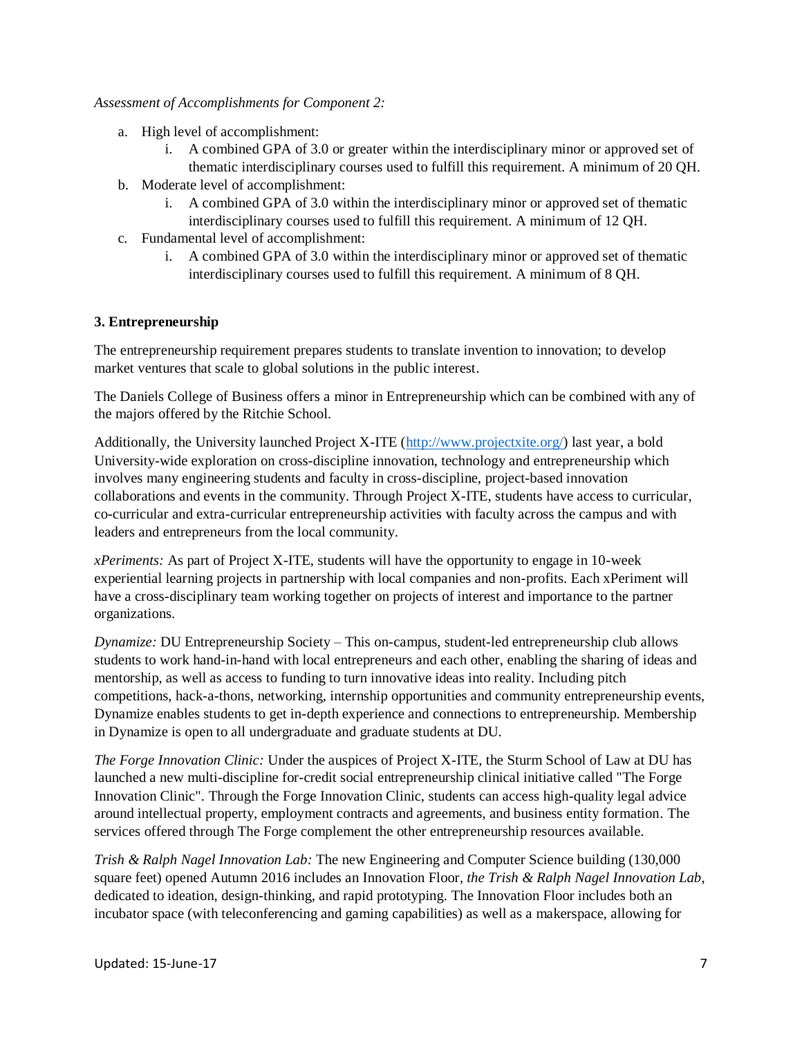*Assessment of Accomplishments for Component 2:*

a. High level of accomplishment:
    i. A combined GPA of 3.0 or greater within the interdisciplinary minor or approved set of thematic interdisciplinary courses used to fulfill this requirement. A minimum of 20 QH.
b. Moderate level of accomplishment:
    i. A combined GPA of 3.0 within the interdisciplinary minor or approved set of thematic interdisciplinary courses used to fulfill this requirement. A minimum of 12 QH.
c. Fundamental level of accomplishment:
    i. A combined GPA of 3.0 within the interdisciplinary minor or approved set of thematic interdisciplinary courses used to fulfill this requirement. A minimum of 8 QH.

### 3. Entrepreneurship

The entrepreneurship requirement prepares students to translate invention to innovation; to develop market ventures that scale to global solutions in the public interest.

The Daniels College of Business offers a minor in Entrepreneurship which can be combined with any of the majors offered by the Ritchie School.

Additionally, the University launched Project X-ITE (http://www.projectxite.org/) last year, a bold University-wide exploration on cross-discipline innovation, technology and entrepreneurship which involves many engineering students and faculty in cross-discipline, project-based innovation collaborations and events in the community. Through Project X-ITE, students have access to curricular, co-curricular and extra-curricular entrepreneurship activities with faculty across the campus and with leaders and entrepreneurs from the local community.

*xPeriments:* As part of Project X-ITE, students will have the opportunity to engage in 10-week experiential learning projects in partnership with local companies and non-profits. Each xPeriment will have a cross-disciplinary team working together on projects of interest and importance to the partner organizations.

*Dynamize:* DU Entrepreneurship Society – This on-campus, student-led entrepreneurship club allows students to work hand-in-hand with local entrepreneurs and each other, enabling the sharing of ideas and mentorship, as well as access to funding to turn innovative ideas into reality. Including pitch competitions, hack-a-thons, networking, internship opportunities and community entrepreneurship events, Dynamize enables students to get in-depth experience and connections to entrepreneurship. Membership in Dynamize is open to all undergraduate and graduate students at DU.

*The Forge Innovation Clinic:* Under the auspices of Project X-ITE, the Sturm School of Law at DU has launched a new multi-discipline for-credit social entrepreneurship clinical initiative called "The Forge Innovation Clinic". Through the Forge Innovation Clinic, students can access high-quality legal advice around intellectual property, employment contracts and agreements, and business entity formation. The services offered through The Forge complement the other entrepreneurship resources available.

*Trish & Ralph Nagel Innovation Lab:* The new Engineering and Computer Science building (130,000 square feet) opened Autumn 2016 includes an Innovation Floor, *the Trish & Ralph Nagel Innovation Lab*, dedicated to ideation, design-thinking, and rapid prototyping. The Innovation Floor includes both an incubator space (with teleconferencing and gaming capabilities) as well as a makerspace, allowing for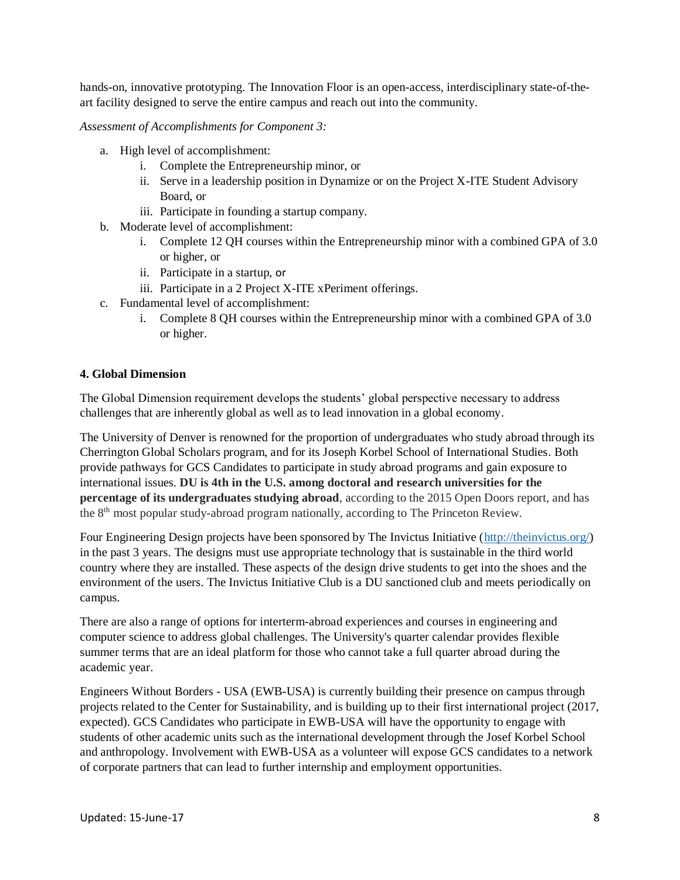hands-on, innovative prototyping. The Innovation Floor is an open-access, interdisciplinary state-of-the-art facility designed to serve the entire campus and reach out into the community.

*Assessment of Accomplishments for Component 3:*

a. High level of accomplishment:
   i. Complete the Entrepreneurship minor, or
   ii. Serve in a leadership position in Dynamize or on the Project X-ITE Student Advisory Board, or
   iii. Participate in founding a startup company.
b. Moderate level of accomplishment:
   i. Complete 12 QH courses within the Entrepreneurship minor with a combined GPA of 3.0 or higher, or
   ii. Participate in a startup, or
   iii. Participate in a 2 Project X-ITE xPeriment offerings.
c. Fundamental level of accomplishment:
   i. Complete 8 QH courses within the Entrepreneurship minor with a combined GPA of 3.0 or higher.

**4. Global Dimension**

The Global Dimension requirement develops the students' global perspective necessary to address challenges that are inherently global as well as to lead innovation in a global economy.

The University of Denver is renowned for the proportion of undergraduates who study abroad through its Cherrington Global Scholars program, and for its Joseph Korbel School of International Studies. Both provide pathways for GCS Candidates to participate in study abroad programs and gain exposure to international issues. **DU is 4th in the U.S. among doctoral and research universities for the percentage of its undergraduates studying abroad**, according to the 2015 Open Doors report, and has the 8th most popular study-abroad program nationally, according to The Princeton Review.

Four Engineering Design projects have been sponsored by The Invictus Initiative (http://theinvictus.org/) in the past 3 years. The designs must use appropriate technology that is sustainable in the third world country where they are installed. These aspects of the design drive students to get into the shoes and the environment of the users. The Invictus Initiative Club is a DU sanctioned club and meets periodically on campus.

There are also a range of options for interterm-abroad experiences and courses in engineering and computer science to address global challenges. The University's quarter calendar provides flexible summer terms that are an ideal platform for those who cannot take a full quarter abroad during the academic year.

Engineers Without Borders - USA (EWB-USA) is currently building their presence on campus through projects related to the Center for Sustainability, and is building up to their first international project (2017, expected). GCS Candidates who participate in EWB-USA will have the opportunity to engage with students of other academic units such as the international development through the Josef Korbel School and anthropology. Involvement with EWB-USA as a volunteer will expose GCS candidates to a network of corporate partners that can lead to further internship and employment opportunities.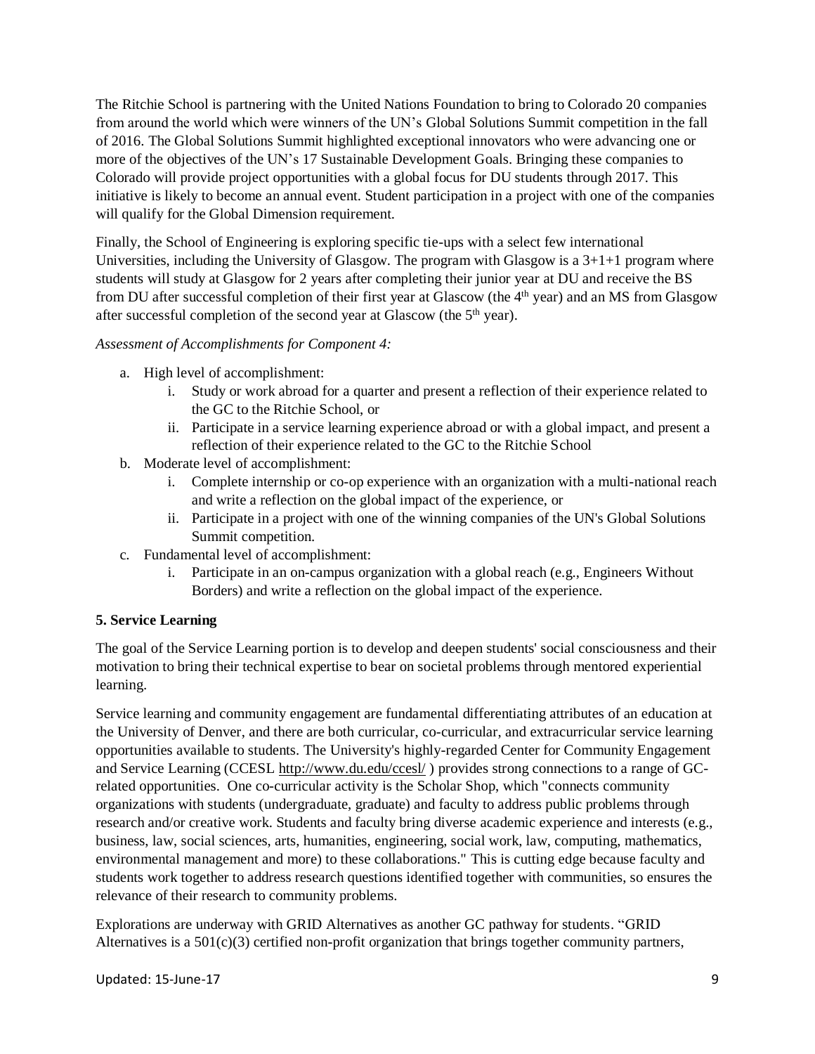The Ritchie School is partnering with the United Nations Foundation to bring to Colorado 20 companies from around the world which were winners of the UN's Global Solutions Summit competition in the fall of 2016. The Global Solutions Summit highlighted exceptional innovators who were advancing one or more of the objectives of the UN's 17 Sustainable Development Goals. Bringing these companies to Colorado will provide project opportunities with a global focus for DU students through 2017. This initiative is likely to become an annual event. Student participation in a project with one of the companies will qualify for the Global Dimension requirement.

Finally, the School of Engineering is exploring specific tie-ups with a select few international Universities, including the University of Glasgow. The program with Glasgow is a 3+1+1 program where students will study at Glasgow for 2 years after completing their junior year at DU and receive the BS from DU after successful completion of their first year at Glascow (the 4th year) and an MS from Glasgow after successful completion of the second year at Glascow (the 5th year).

*Assessment of Accomplishments for Component 4:*

a. High level of accomplishment:
   i. Study or work abroad for a quarter and present a reflection of their experience related to the GC to the Ritchie School, or
   ii. Participate in a service learning experience abroad or with a global impact, and present a reflection of their experience related to the GC to the Ritchie School
b. Moderate level of accomplishment:
   i. Complete internship or co-op experience with an organization with a multi-national reach and write a reflection on the global impact of the experience, or
   ii. Participate in a project with one of the winning companies of the UN's Global Solutions Summit competition.
c. Fundamental level of accomplishment:
   i. Participate in an on-campus organization with a global reach (e.g., Engineers Without Borders) and write a reflection on the global impact of the experience.

**5. Service Learning**

The goal of the Service Learning portion is to develop and deepen students' social consciousness and their motivation to bring their technical expertise to bear on societal problems through mentored experiential learning.

Service learning and community engagement are fundamental differentiating attributes of an education at the University of Denver, and there are both curricular, co-curricular, and extracurricular service learning opportunities available to students. The University's highly-regarded Center for Community Engagement and Service Learning (CCESL http://www.du.edu/ccesl/ ) provides strong connections to a range of GC-related opportunities. One co-curricular activity is the Scholar Shop, which "connects community organizations with students (undergraduate, graduate) and faculty to address public problems through research and/or creative work. Students and faculty bring diverse academic experience and interests (e.g., business, law, social sciences, arts, humanities, engineering, social work, law, computing, mathematics, environmental management and more) to these collaborations." This is cutting edge because faculty and students work together to address research questions identified together with communities, so ensures the relevance of their research to community problems.

Explorations are underway with GRID Alternatives as another GC pathway for students. "GRID Alternatives is a 501(c)(3) certified non-profit organization that brings together community partners,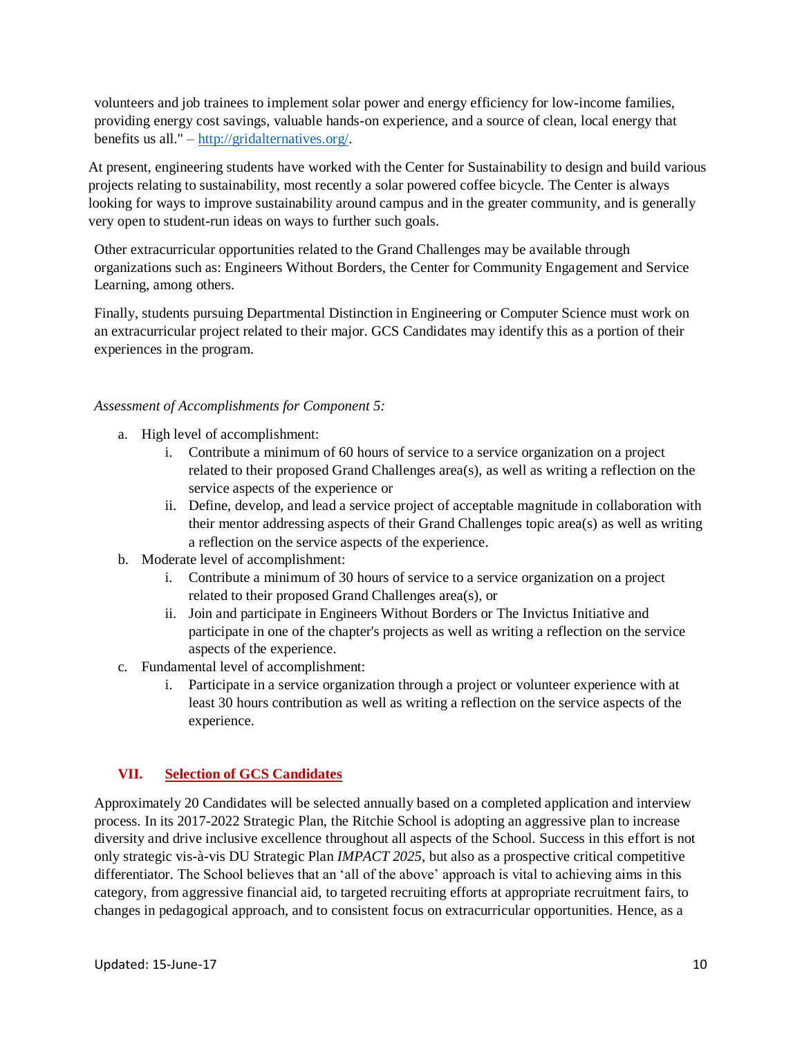volunteers and job trainees to implement solar power and energy efficiency for low-income families, providing energy cost savings, valuable hands-on experience, and a source of clean, local energy that benefits us all." – [http://gridalternatives.org/](http://gridalternatives.org/).

At present, engineering students have worked with the Center for Sustainability to design and build various projects relating to sustainability, most recently a solar powered coffee bicycle. The Center is always looking for ways to improve sustainability around campus and in the greater community, and is generally very open to student-run ideas on ways to further such goals.

Other extracurricular opportunities related to the Grand Challenges may be available through organizations such as: Engineers Without Borders, the Center for Community Engagement and Service Learning, among others.

Finally, students pursuing Departmental Distinction in Engineering or Computer Science must work on an extracurricular project related to their major. GCS Candidates may identify this as a portion of their experiences in the program.

*Assessment of Accomplishments for Component 5:*

a. High level of accomplishment:
    i. Contribute a minimum of 60 hours of service to a service organization on a project related to their proposed Grand Challenges area(s), as well as writing a reflection on the service aspects of the experience or
    ii. Define, develop, and lead a service project of acceptable magnitude in collaboration with their mentor addressing aspects of their Grand Challenges topic area(s) as well as writing a reflection on the service aspects of the experience.
b. Moderate level of accomplishment:
    i. Contribute a minimum of 30 hours of service to a service organization on a project related to their proposed Grand Challenges area(s), or
    ii. Join and participate in Engineers Without Borders or The Invictus Initiative and participate in one of the chapter's projects as well as writing a reflection on the service aspects of the experience.
c. Fundamental level of accomplishment:
    i. Participate in a service organization through a project or volunteer experience with at least 30 hours contribution as well as writing a reflection on the service aspects of the experience.

## VII. Selection of GCS Candidates

Approximately 20 Candidates will be selected annually based on a completed application and interview process. In its 2017-2022 Strategic Plan, the Ritchie School is adopting an aggressive plan to increase diversity and drive inclusive excellence throughout all aspects of the School. Success in this effort is not only strategic vis-à-vis DU Strategic Plan *IMPACT 2025*, but also as a prospective critical competitive differentiator. The School believes that an 'all of the above' approach is vital to achieving aims in this category, from aggressive financial aid, to targeted recruiting efforts at appropriate recruitment fairs, to changes in pedagogical approach, and to consistent focus on extracurricular opportunities. Hence, as a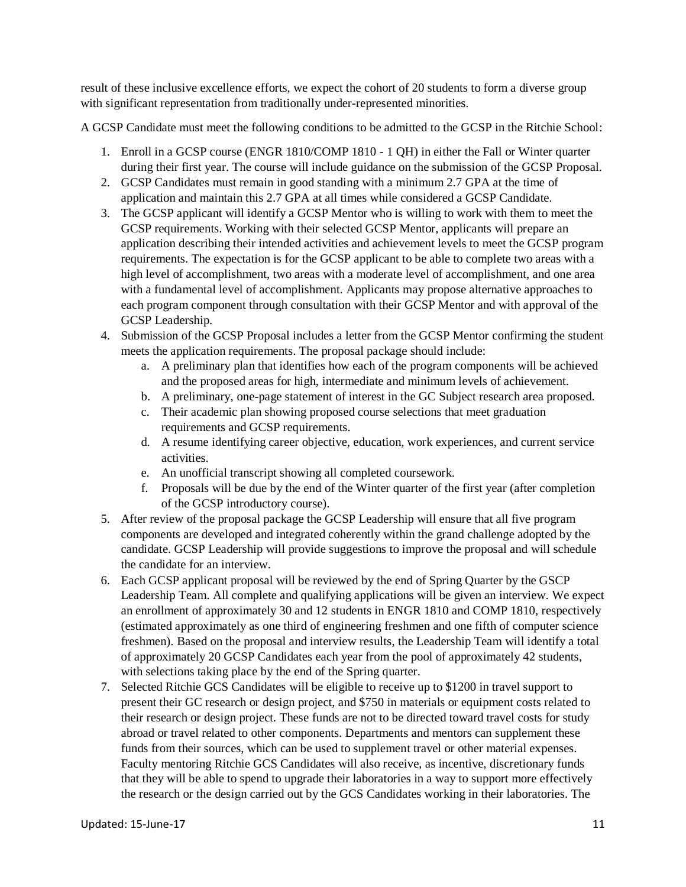result of these inclusive excellence efforts, we expect the cohort of 20 students to form a diverse group with significant representation from traditionally under-represented minorities.

A GCSP Candidate must meet the following conditions to be admitted to the GCSP in the Ritchie School:

1. Enroll in a GCSP course (ENGR 1810/COMP 1810 - 1 QH) in either the Fall or Winter quarter during their first year. The course will include guidance on the submission of the GCSP Proposal.
2. GCSP Candidates must remain in good standing with a minimum 2.7 GPA at the time of application and maintain this 2.7 GPA at all times while considered a GCSP Candidate.
3. The GCSP applicant will identify a GCSP Mentor who is willing to work with them to meet the GCSP requirements. Working with their selected GCSP Mentor, applicants will prepare an application describing their intended activities and achievement levels to meet the GCSP program requirements. The expectation is for the GCSP applicant to be able to complete two areas with a high level of accomplishment, two areas with a moderate level of accomplishment, and one area with a fundamental level of accomplishment. Applicants may propose alternative approaches to each program component through consultation with their GCSP Mentor and with approval of the GCSP Leadership.
4. Submission of the GCSP Proposal includes a letter from the GCSP Mentor confirming the student meets the application requirements. The proposal package should include:
   a. A preliminary plan that identifies how each of the program components will be achieved and the proposed areas for high, intermediate and minimum levels of achievement.
   b. A preliminary, one-page statement of interest in the GC Subject research area proposed.
   c. Their academic plan showing proposed course selections that meet graduation requirements and GCSP requirements.
   d. A resume identifying career objective, education, work experiences, and current service activities.
   e. An unofficial transcript showing all completed coursework.
   f. Proposals will be due by the end of the Winter quarter of the first year (after completion of the GCSP introductory course).
5. After review of the proposal package the GCSP Leadership will ensure that all five program components are developed and integrated coherently within the grand challenge adopted by the candidate. GCSP Leadership will provide suggestions to improve the proposal and will schedule the candidate for an interview.
6. Each GCSP applicant proposal will be reviewed by the end of Spring Quarter by the GSCP Leadership Team. All complete and qualifying applications will be given an interview. We expect an enrollment of approximately 30 and 12 students in ENGR 1810 and COMP 1810, respectively (estimated approximately as one third of engineering freshmen and one fifth of computer science freshmen). Based on the proposal and interview results, the Leadership Team will identify a total of approximately 20 GCSP Candidates each year from the pool of approximately 42 students, with selections taking place by the end of the Spring quarter.
7. Selected Ritchie GCS Candidates will be eligible to receive up to $1200 in travel support to present their GC research or design project, and $750 in materials or equipment costs related to their research or design project. These funds are not to be directed toward travel costs for study abroad or travel related to other components. Departments and mentors can supplement these funds from their sources, which can be used to supplement travel or other material expenses. Faculty mentoring Ritchie GCS Candidates will also receive, as incentive, discretionary funds that they will be able to spend to upgrade their laboratories in a way to support more effectively the research or the design carried out by the GCS Candidates working in their laboratories. The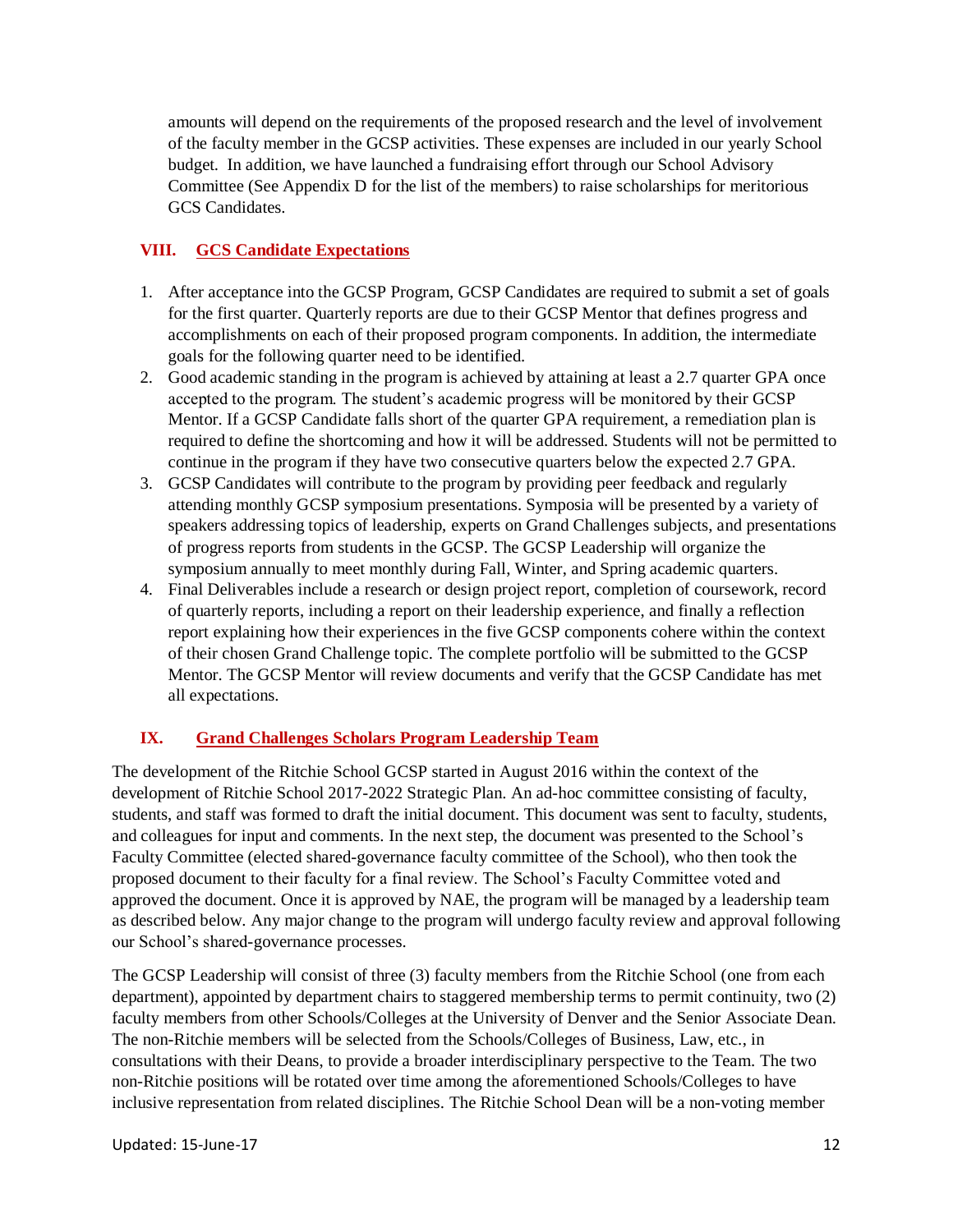amounts will depend on the requirements of the proposed research and the level of involvement of the faculty member in the GCSP activities. These expenses are included in our yearly School budget. In addition, we have launched a fundraising effort through our School Advisory Committee (See Appendix D for the list of the members) to raise scholarships for meritorious GCS Candidates.

## VIII. GCS Candidate Expectations

1. After acceptance into the GCSP Program, GCSP Candidates are required to submit a set of goals for the first quarter. Quarterly reports are due to their GCSP Mentor that defines progress and accomplishments on each of their proposed program components. In addition, the intermediate goals for the following quarter need to be identified.
2. Good academic standing in the program is achieved by attaining at least a 2.7 quarter GPA once accepted to the program. The student's academic progress will be monitored by their GCSP Mentor. If a GCSP Candidate falls short of the quarter GPA requirement, a remediation plan is required to define the shortcoming and how it will be addressed. Students will not be permitted to continue in the program if they have two consecutive quarters below the expected 2.7 GPA.
3. GCSP Candidates will contribute to the program by providing peer feedback and regularly attending monthly GCSP symposium presentations. Symposia will be presented by a variety of speakers addressing topics of leadership, experts on Grand Challenges subjects, and presentations of progress reports from students in the GCSP. The GCSP Leadership will organize the symposium annually to meet monthly during Fall, Winter, and Spring academic quarters.
4. Final Deliverables include a research or design project report, completion of coursework, record of quarterly reports, including a report on their leadership experience, and finally a reflection report explaining how their experiences in the five GCSP components cohere within the context of their chosen Grand Challenge topic. The complete portfolio will be submitted to the GCSP Mentor. The GCSP Mentor will review documents and verify that the GCSP Candidate has met all expectations.

## IX. Grand Challenges Scholars Program Leadership Team

The development of the Ritchie School GCSP started in August 2016 within the context of the development of Ritchie School 2017-2022 Strategic Plan. An ad-hoc committee consisting of faculty, students, and staff was formed to draft the initial document. This document was sent to faculty, students, and colleagues for input and comments. In the next step, the document was presented to the School's Faculty Committee (elected shared-governance faculty committee of the School), who then took the proposed document to their faculty for a final review. The School's Faculty Committee voted and approved the document. Once it is approved by NAE, the program will be managed by a leadership team as described below. Any major change to the program will undergo faculty review and approval following our School's shared-governance processes.

The GCSP Leadership will consist of three (3) faculty members from the Ritchie School (one from each department), appointed by department chairs to staggered membership terms to permit continuity, two (2) faculty members from other Schools/Colleges at the University of Denver and the Senior Associate Dean. The non-Ritchie members will be selected from the Schools/Colleges of Business, Law, etc., in consultations with their Deans, to provide a broader interdisciplinary perspective to the Team. The two non-Ritchie positions will be rotated over time among the aforementioned Schools/Colleges to have inclusive representation from related disciplines. The Ritchie School Dean will be a non-voting member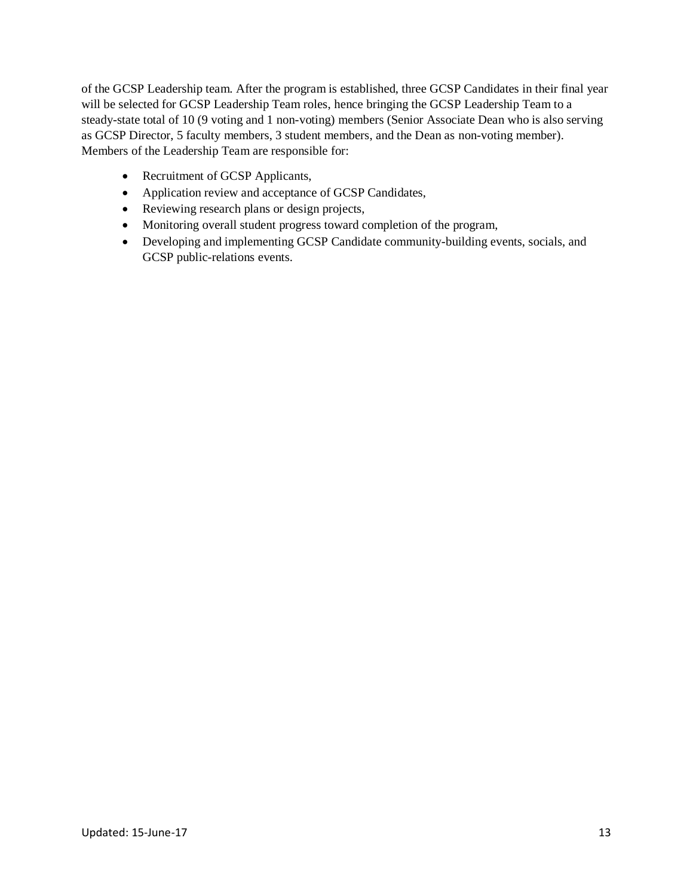of the GCSP Leadership team. After the program is established, three GCSP Candidates in their final year will be selected for GCSP Leadership Team roles, hence bringing the GCSP Leadership Team to a steady-state total of 10 (9 voting and 1 non-voting) members (Senior Associate Dean who is also serving as GCSP Director, 5 faculty members, 3 student members, and the Dean as non-voting member). Members of the Leadership Team are responsible for:

- Recruitment of GCSP Applicants,
- Application review and acceptance of GCSP Candidates,
- Reviewing research plans or design projects,
- Monitoring overall student progress toward completion of the program,
- Developing and implementing GCSP Candidate community-building events, socials, and GCSP public-relations events.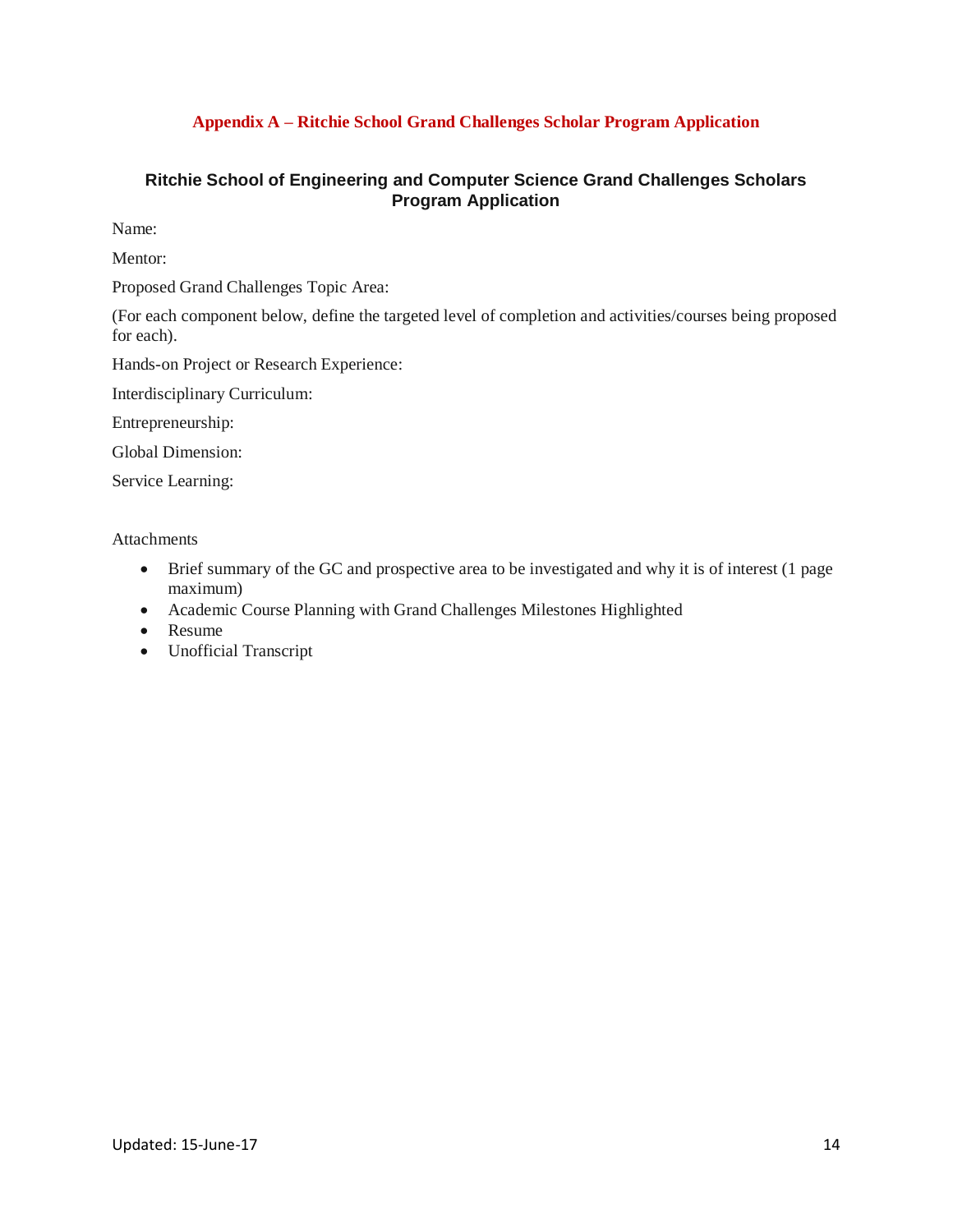## Appendix A – Ritchie School Grand Challenges Scholar Program Application

### Ritchie School of Engineering and Computer Science Grand Challenges Scholars Program Application

Name:

Mentor:

Proposed Grand Challenges Topic Area:

(For each component below, define the targeted level of completion and activities/courses being proposed for each).

Hands-on Project or Research Experience:

Interdisciplinary Curriculum:

Entrepreneurship:

Global Dimension:

Service Learning:

Attachments

- Brief summary of the GC and prospective area to be investigated and why it is of interest (1 page maximum)
- Academic Course Planning with Grand Challenges Milestones Highlighted
- Resume
- Unofficial Transcript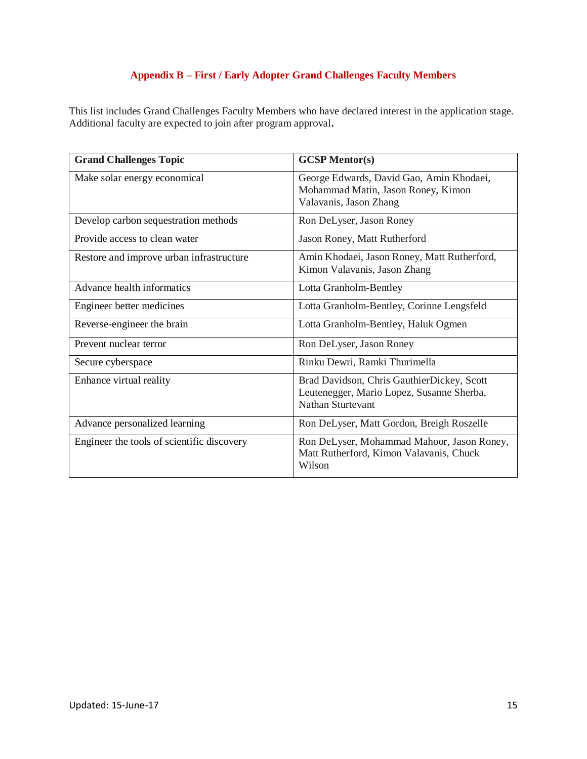## Appendix B – First / Early Adopter Grand Challenges Faculty Members

This list includes Grand Challenges Faculty Members who have declared interest in the application stage. Additional faculty are expected to join after program approval**.**

| Grand Challenges Topic | GCSP Mentor(s) |
|---|---|
| Make solar energy economical | George Edwards, David Gao, Amin Khodaei, Mohammad Matin, Jason Roney, Kimon Valavanis, Jason Zhang |
| Develop carbon sequestration methods | Ron DeLyser, Jason Roney |
| Provide access to clean water | Jason Roney, Matt Rutherford |
| Restore and improve urban infrastructure | Amin Khodaei, Jason Roney, Matt Rutherford, Kimon Valavanis, Jason Zhang |
| Advance health informatics | Lotta Granholm-Bentley |
| Engineer better medicines | Lotta Granholm-Bentley, Corinne Lengsfeld |
| Reverse-engineer the brain | Lotta Granholm-Bentley, Haluk Ogmen |
| Prevent nuclear terror | Ron DeLyser, Jason Roney |
| Secure cyberspace | Rinku Dewri, Ramki Thurimella |
| Enhance virtual reality | Brad Davidson, Chris GauthierDickey, Scott Leutenegger, Mario Lopez, Susanne Sherba, Nathan Sturtevant |
| Advance personalized learning | Ron DeLyser, Matt Gordon, Breigh Roszelle |
| Engineer the tools of scientific discovery | Ron DeLyser, Mohammad Mahoor, Jason Roney, Matt Rutherford, Kimon Valavanis, Chuck Wilson |

Updated: 15-June-17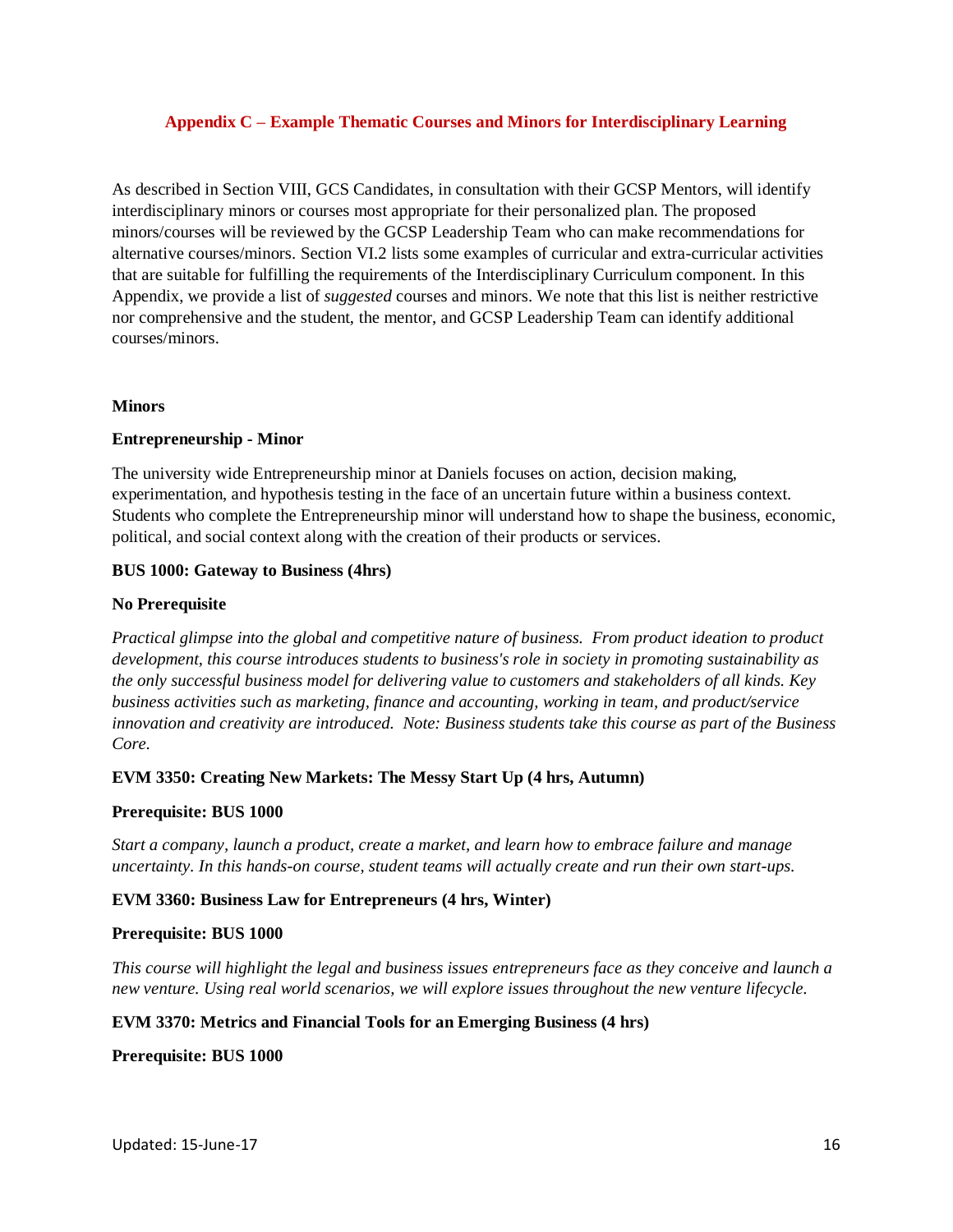## Appendix C – Example Thematic Courses and Minors for Interdisciplinary Learning

As described in Section VIII, GCS Candidates, in consultation with their GCSP Mentors, will identify interdisciplinary minors or courses most appropriate for their personalized plan. The proposed minors/courses will be reviewed by the GCSP Leadership Team who can make recommendations for alternative courses/minors. Section VI.2 lists some examples of curricular and extra-curricular activities that are suitable for fulfilling the requirements of the Interdisciplinary Curriculum component. In this Appendix, we provide a list of *suggested* courses and minors. We note that this list is neither restrictive nor comprehensive and the student, the mentor, and GCSP Leadership Team can identify additional courses/minors.

**Minors**

**Entrepreneurship - Minor**

The university wide Entrepreneurship minor at Daniels focuses on action, decision making, experimentation, and hypothesis testing in the face of an uncertain future within a business context. Students who complete the Entrepreneurship minor will understand how to shape the business, economic, political, and social context along with the creation of their products or services.

**BUS 1000: Gateway to Business (4hrs)**

**No Prerequisite**

*Practical glimpse into the global and competitive nature of business. From product ideation to product development, this course introduces students to business's role in society in promoting sustainability as the only successful business model for delivering value to customers and stakeholders of all kinds. Key business activities such as marketing, finance and accounting, working in team, and product/service innovation and creativity are introduced. Note: Business students take this course as part of the Business Core.*

**EVM 3350: Creating New Markets: The Messy Start Up (4 hrs, Autumn)**

**Prerequisite: BUS 1000**

*Start a company, launch a product, create a market, and learn how to embrace failure and manage uncertainty. In this hands-on course, student teams will actually create and run their own start-ups.*

**EVM 3360: Business Law for Entrepreneurs (4 hrs, Winter)**

**Prerequisite: BUS 1000**

*This course will highlight the legal and business issues entrepreneurs face as they conceive and launch a new venture. Using real world scenarios, we will explore issues throughout the new venture lifecycle.*

**EVM 3370: Metrics and Financial Tools for an Emerging Business (4 hrs)**

**Prerequisite: BUS 1000**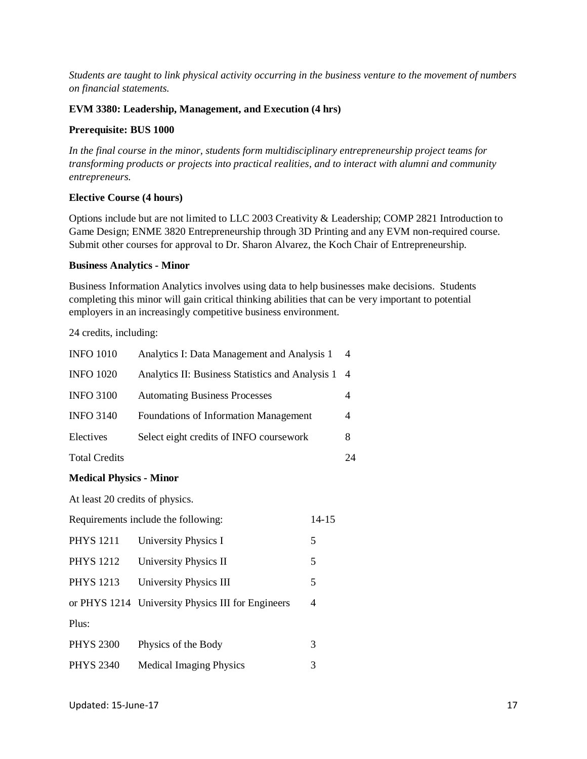*Students are taught to link physical activity occurring in the business venture to the movement of numbers on financial statements.*

**EVM 3380: Leadership, Management, and Execution (4 hrs)**

**Prerequisite: BUS 1000**

*In the final course in the minor, students form multidisciplinary entrepreneurship project teams for transforming products or projects into practical realities, and to interact with alumni and community entrepreneurs.*

**Elective Course (4 hours)**

Options include but are not limited to LLC 2003 Creativity & Leadership; COMP 2821 Introduction to Game Design; ENME 3820 Entrepreneurship through 3D Printing and any EVM non-required course. Submit other courses for approval to Dr. Sharon Alvarez, the Koch Chair of Entrepreneurship.

**Business Analytics - Minor**

Business Information Analytics involves using data to help businesses make decisions. Students completing this minor will gain critical thinking abilities that can be very important to potential employers in an increasingly competitive business environment.

24 credits, including:

| | | |
|---|---|---|
| INFO 1010 | Analytics I: Data Management and Analysis 1 | 4 |
| INFO 1020 | Analytics II: Business Statistics and Analysis 1 | 4 |
| INFO 3100 | Automating Business Processes | 4 |
| INFO 3140 | Foundations of Information Management | 4 |
| Electives | Select eight credits of INFO coursework | 8 |
| Total Credits | | 24 |

**Medical Physics - Minor**

At least 20 credits of physics.

| | | |
|---|---|---|
| Requirements include the following: | | 14-15 |
| PHYS 1211 | University Physics I | 5 |
| PHYS 1212 | University Physics II | 5 |
| PHYS 1213 | University Physics III | 5 |
| or PHYS 1214 | University Physics III for Engineers | 4 |
| Plus: | | |
| PHYS 2300 | Physics of the Body | 3 |
| PHYS 2340 | Medical Imaging Physics | 3 |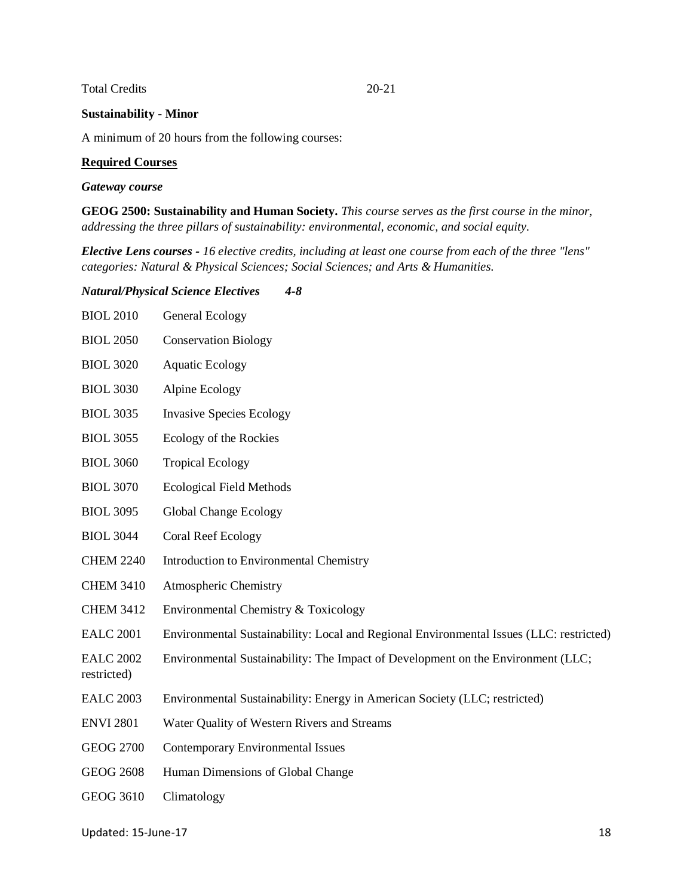Total Credits 20-21

**Sustainability - Minor**

A minimum of 20 hours from the following courses:

**Required Courses**

***Gateway course***

**GEOG 2500: Sustainability and Human Society.** *This course serves as the first course in the minor, addressing the three pillars of sustainability: environmental, economic, and social equity.*

***Elective Lens courses** - 16 elective credits, including at least one course from each of the three "lens" categories: Natural & Physical Sciences; Social Sciences; and Arts & Humanities.*

***Natural/Physical Science Electives 4-8***

| | |
|---|---|
| BIOL 2010 | General Ecology |
| BIOL 2050 | Conservation Biology |
| BIOL 3020 | Aquatic Ecology |
| BIOL 3030 | Alpine Ecology |
| BIOL 3035 | Invasive Species Ecology |
| BIOL 3055 | Ecology of the Rockies |
| BIOL 3060 | Tropical Ecology |
| BIOL 3070 | Ecological Field Methods |
| BIOL 3095 | Global Change Ecology |
| BIOL 3044 | Coral Reef Ecology |
| CHEM 2240 | Introduction to Environmental Chemistry |
| CHEM 3410 | Atmospheric Chemistry |
| CHEM 3412 | Environmental Chemistry & Toxicology |
| EALC 2001 | Environmental Sustainability: Local and Regional Environmental Issues (LLC: restricted) |
| EALC 2002 | Environmental Sustainability: The Impact of Development on the Environment (LLC; restricted) |
| EALC 2003 | Environmental Sustainability: Energy in American Society (LLC; restricted) |
| ENVI 2801 | Water Quality of Western Rivers and Streams |
| GEOG 2700 | Contemporary Environmental Issues |
| GEOG 2608 | Human Dimensions of Global Change |
| GEOG 3610 | Climatology |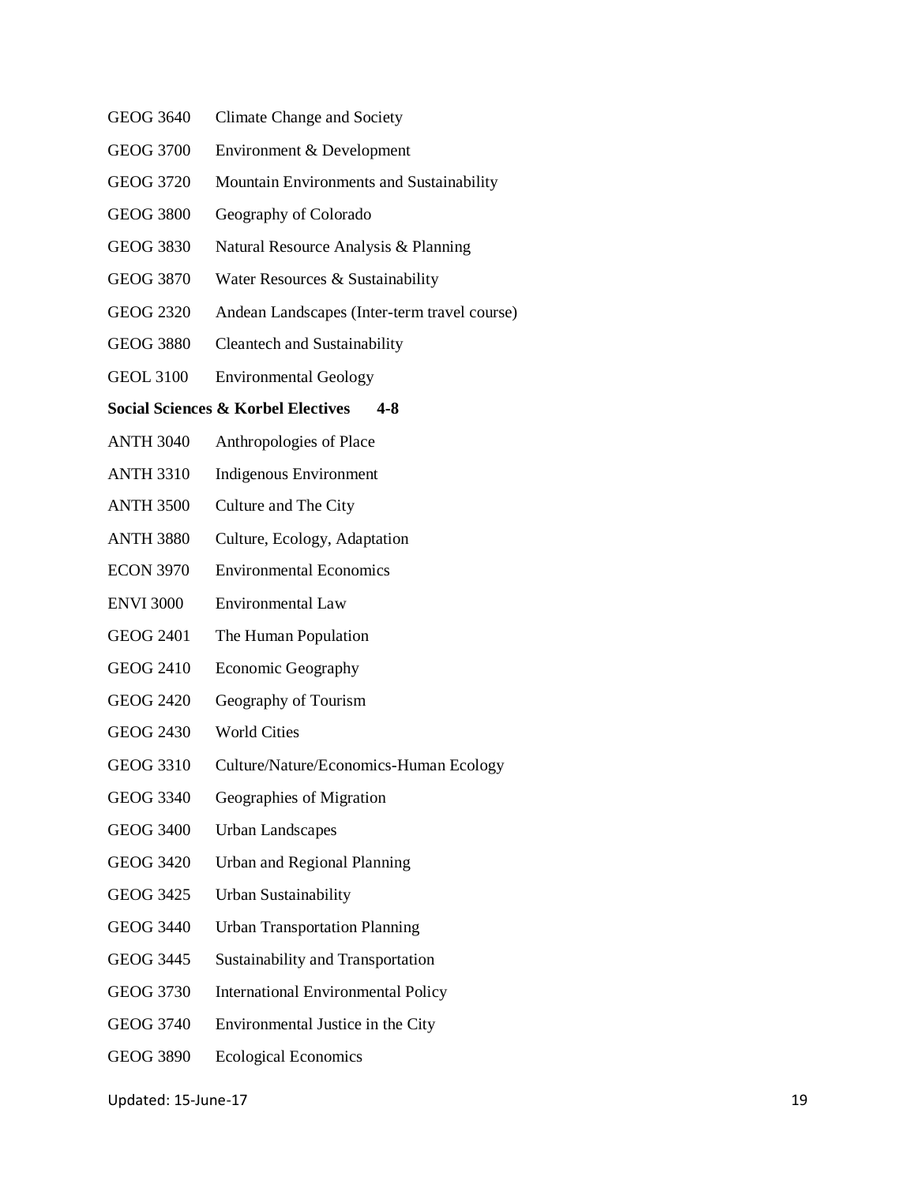GEOG 3640 Climate Change and Society

GEOG 3700 Environment & Development

GEOG 3720 Mountain Environments and Sustainability

GEOG 3800 Geography of Colorado

GEOG 3830 Natural Resource Analysis & Planning

GEOG 3870 Water Resources & Sustainability

GEOG 2320 Andean Landscapes (Inter-term travel course)

GEOG 3880 Cleantech and Sustainability

GEOL 3100 Environmental Geology

**Social Sciences & Korbel Electives 4-8**

ANTH 3040 Anthropologies of Place

ANTH 3310 Indigenous Environment

ANTH 3500 Culture and The City

ANTH 3880 Culture, Ecology, Adaptation

ECON 3970 Environmental Economics

ENVI 3000 Environmental Law

GEOG 2401 The Human Population

GEOG 2410 Economic Geography

GEOG 2420 Geography of Tourism

GEOG 2430 World Cities

GEOG 3310 Culture/Nature/Economics-Human Ecology

GEOG 3340 Geographies of Migration

GEOG 3400 Urban Landscapes

GEOG 3420 Urban and Regional Planning

GEOG 3425 Urban Sustainability

GEOG 3440 Urban Transportation Planning

GEOG 3445 Sustainability and Transportation

GEOG 3730 International Environmental Policy

GEOG 3740 Environmental Justice in the City

GEOG 3890 Ecological Economics

Updated: 15-June-17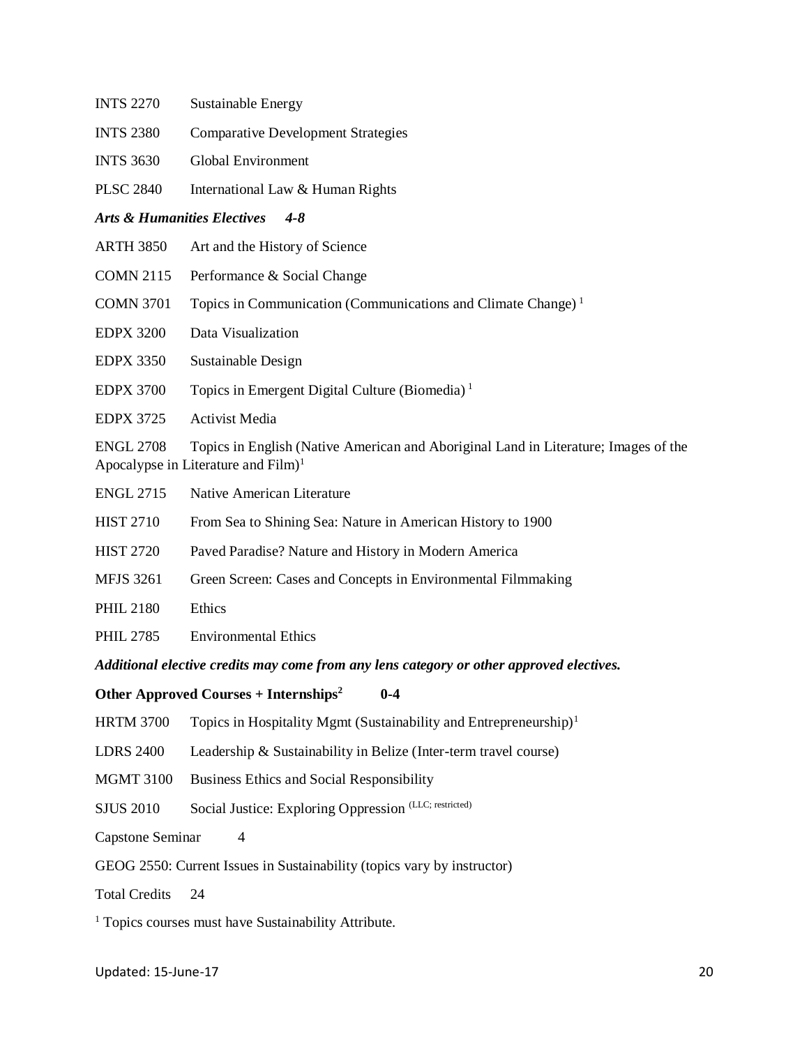INTS 2270 Sustainable Energy

INTS 2380 Comparative Development Strategies

INTS 3630 Global Environment

PLSC 2840 International Law & Human Rights

***Arts & Humanities Electives 4-8***

ARTH 3850 Art and the History of Science

COMN 2115 Performance & Social Change

COMN 3701 Topics in Communication (Communications and Climate Change) [1]

EDPX 3200 Data Visualization

EDPX 3350 Sustainable Design

EDPX 3700 Topics in Emergent Digital Culture (Biomedia) [1]

EDPX 3725 Activist Media

ENGL 2708 Topics in English (Native American and Aboriginal Land in Literature; Images of the Apocalypse in Literature and Film)[1]

ENGL 2715 Native American Literature

HIST 2710 From Sea to Shining Sea: Nature in American History to 1900

HIST 2720 Paved Paradise? Nature and History in Modern America

MFJS 3261 Green Screen: Cases and Concepts in Environmental Filmmaking

PHIL 2180 Ethics

PHIL 2785 Environmental Ethics

***Additional elective credits may come from any lens category or other approved electives.***

**Other Approved Courses + Internships[2] 0-4**

HRTM 3700 Topics in Hospitality Mgmt (Sustainability and Entrepreneurship)[1]

LDRS 2400 Leadership & Sustainability in Belize (Inter-term travel course)

MGMT 3100 Business Ethics and Social Responsibility

SJUS 2010 Social Justice: Exploring Oppression (LLC; restricted)

Capstone Seminar 4

GEOG 2550: Current Issues in Sustainability (topics vary by instructor)

Total Credits 24

[1] Topics courses must have Sustainability Attribute.

Updated: 15-June-17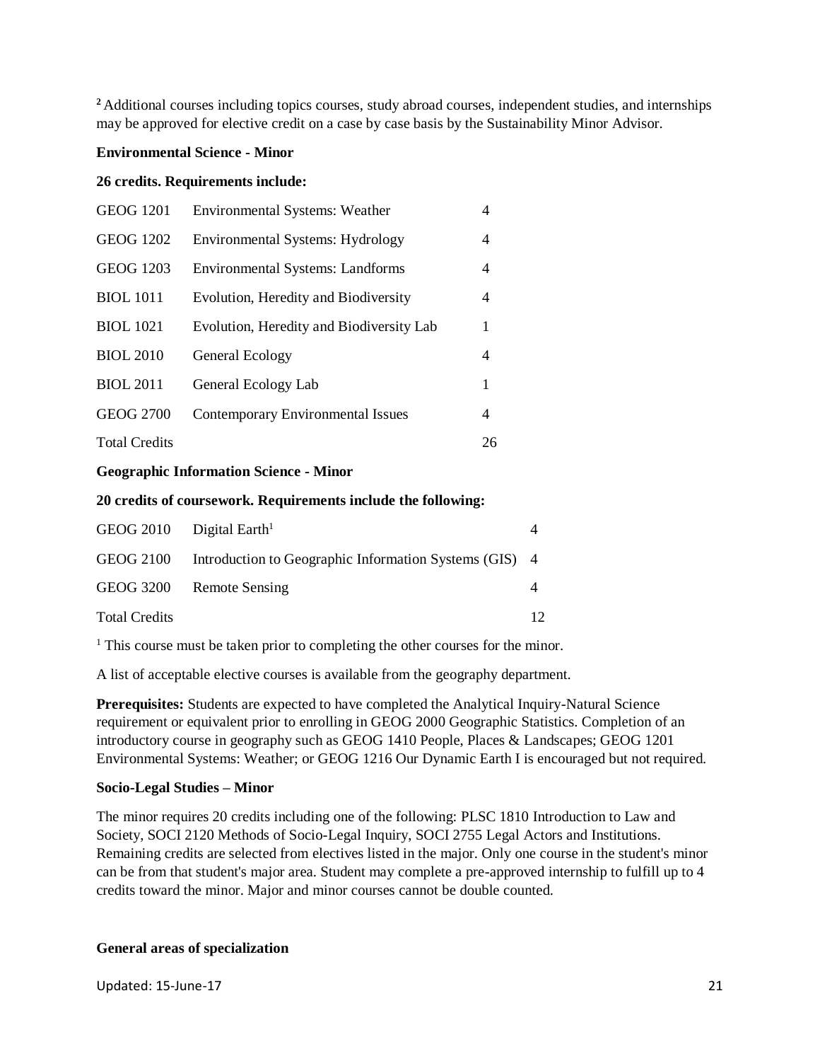[2] Additional courses including topics courses, study abroad courses, independent studies, and internships may be approved for elective credit on a case by case basis by the Sustainability Minor Advisor.

**Environmental Science - Minor**

**26 credits. Requirements include:**

| | | |
|---|---|---|
| GEOG 1201 | Environmental Systems: Weather | 4 |
| GEOG 1202 | Environmental Systems: Hydrology | 4 |
| GEOG 1203 | Environmental Systems: Landforms | 4 |
| BIOL 1011 | Evolution, Heredity and Biodiversity | 4 |
| BIOL 1021 | Evolution, Heredity and Biodiversity Lab | 1 |
| BIOL 2010 | General Ecology | 4 |
| BIOL 2011 | General Ecology Lab | 1 |
| GEOG 2700 | Contemporary Environmental Issues | 4 |
| Total Credits | | 26 |

**Geographic Information Science - Minor**

**20 credits of coursework. Requirements include the following:**

| | | |
|---|---|---|
| GEOG 2010 | Digital Earth[1] | 4 |
| GEOG 2100 | Introduction to Geographic Information Systems (GIS) | 4 |
| GEOG 3200 | Remote Sensing | 4 |
| Total Credits | | 12 |

[1] This course must be taken prior to completing the other courses for the minor.

A list of acceptable elective courses is available from the geography department.

**Prerequisites:** Students are expected to have completed the Analytical Inquiry-Natural Science requirement or equivalent prior to enrolling in GEOG 2000 Geographic Statistics. Completion of an introductory course in geography such as GEOG 1410 People, Places & Landscapes; GEOG 1201 Environmental Systems: Weather; or GEOG 1216 Our Dynamic Earth I is encouraged but not required.

**Socio-Legal Studies – Minor**

The minor requires 20 credits including one of the following: PLSC 1810 Introduction to Law and Society, SOCI 2120 Methods of Socio-Legal Inquiry, SOCI 2755 Legal Actors and Institutions. Remaining credits are selected from electives listed in the major. Only one course in the student's minor can be from that student's major area. Student may complete a pre-approved internship to fulfill up to 4 credits toward the minor. Major and minor courses cannot be double counted.

**General areas of specialization**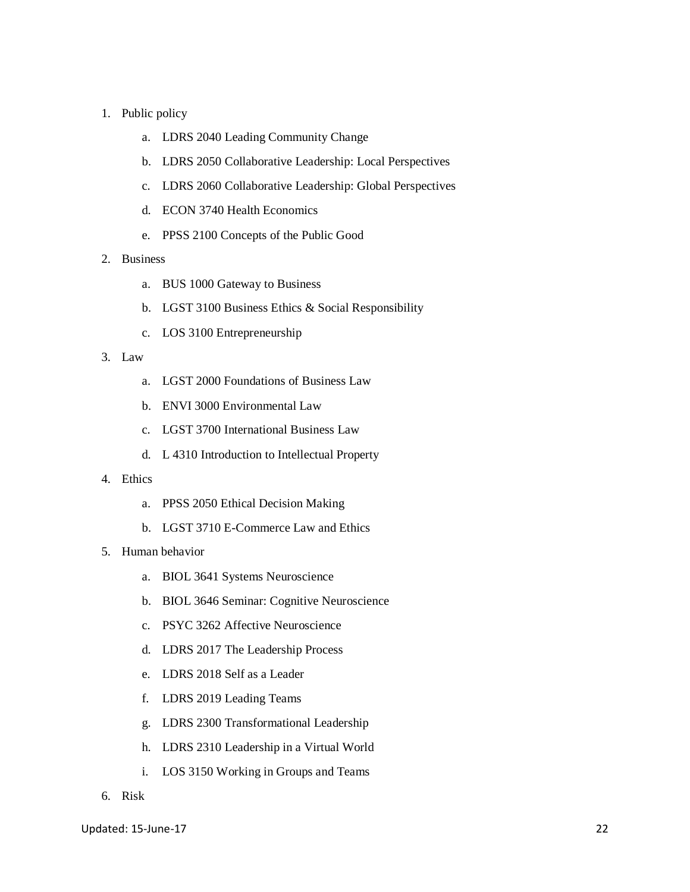1. Public policy
    a. LDRS 2040 Leading Community Change
    b. LDRS 2050 Collaborative Leadership: Local Perspectives
    c. LDRS 2060 Collaborative Leadership: Global Perspectives
    d. ECON 3740 Health Economics
    e. PPSS 2100 Concepts of the Public Good
2. Business
    a. BUS 1000 Gateway to Business
    b. LGST 3100 Business Ethics & Social Responsibility
    c. LOS 3100 Entrepreneurship
3. Law
    a. LGST 2000 Foundations of Business Law
    b. ENVI 3000 Environmental Law
    c. LGST 3700 International Business Law
    d. L 4310 Introduction to Intellectual Property
4. Ethics
    a. PPSS 2050 Ethical Decision Making
    b. LGST 3710 E-Commerce Law and Ethics
5. Human behavior
    a. BIOL 3641 Systems Neuroscience
    b. BIOL 3646 Seminar: Cognitive Neuroscience
    c. PSYC 3262 Affective Neuroscience
    d. LDRS 2017 The Leadership Process
    e. LDRS 2018 Self as a Leader
    f. LDRS 2019 Leading Teams
    g. LDRS 2300 Transformational Leadership
    h. LDRS 2310 Leadership in a Virtual World
    i. LOS 3150 Working in Groups and Teams
6. Risk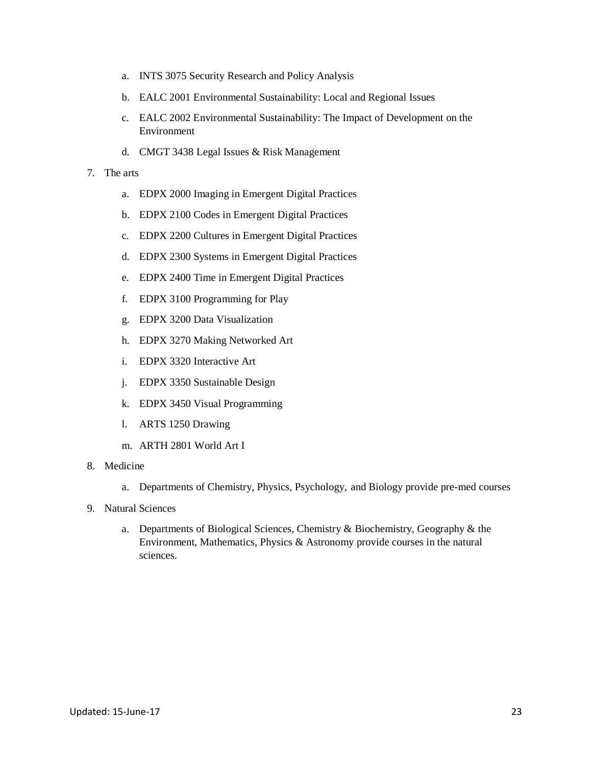a. INTS 3075 Security Research and Policy Analysis
   b. EALC 2001 Environmental Sustainability: Local and Regional Issues
   c. EALC 2002 Environmental Sustainability: The Impact of Development on the Environment
   d. CMGT 3438 Legal Issues & Risk Management

7. The arts
   a. EDPX 2000 Imaging in Emergent Digital Practices
   b. EDPX 2100 Codes in Emergent Digital Practices
   c. EDPX 2200 Cultures in Emergent Digital Practices
   d. EDPX 2300 Systems in Emergent Digital Practices
   e. EDPX 2400 Time in Emergent Digital Practices
   f. EDPX 3100 Programming for Play
   g. EDPX 3200 Data Visualization
   h. EDPX 3270 Making Networked Art
   i. EDPX 3320 Interactive Art
   j. EDPX 3350 Sustainable Design
   k. EDPX 3450 Visual Programming
   l. ARTS 1250 Drawing
   m. ARTH 2801 World Art I

8. Medicine
   a. Departments of Chemistry, Physics, Psychology, and Biology provide pre-med courses

9. Natural Sciences
   a. Departments of Biological Sciences, Chemistry & Biochemistry, Geography & the Environment, Mathematics, Physics & Astronomy provide courses in the natural sciences.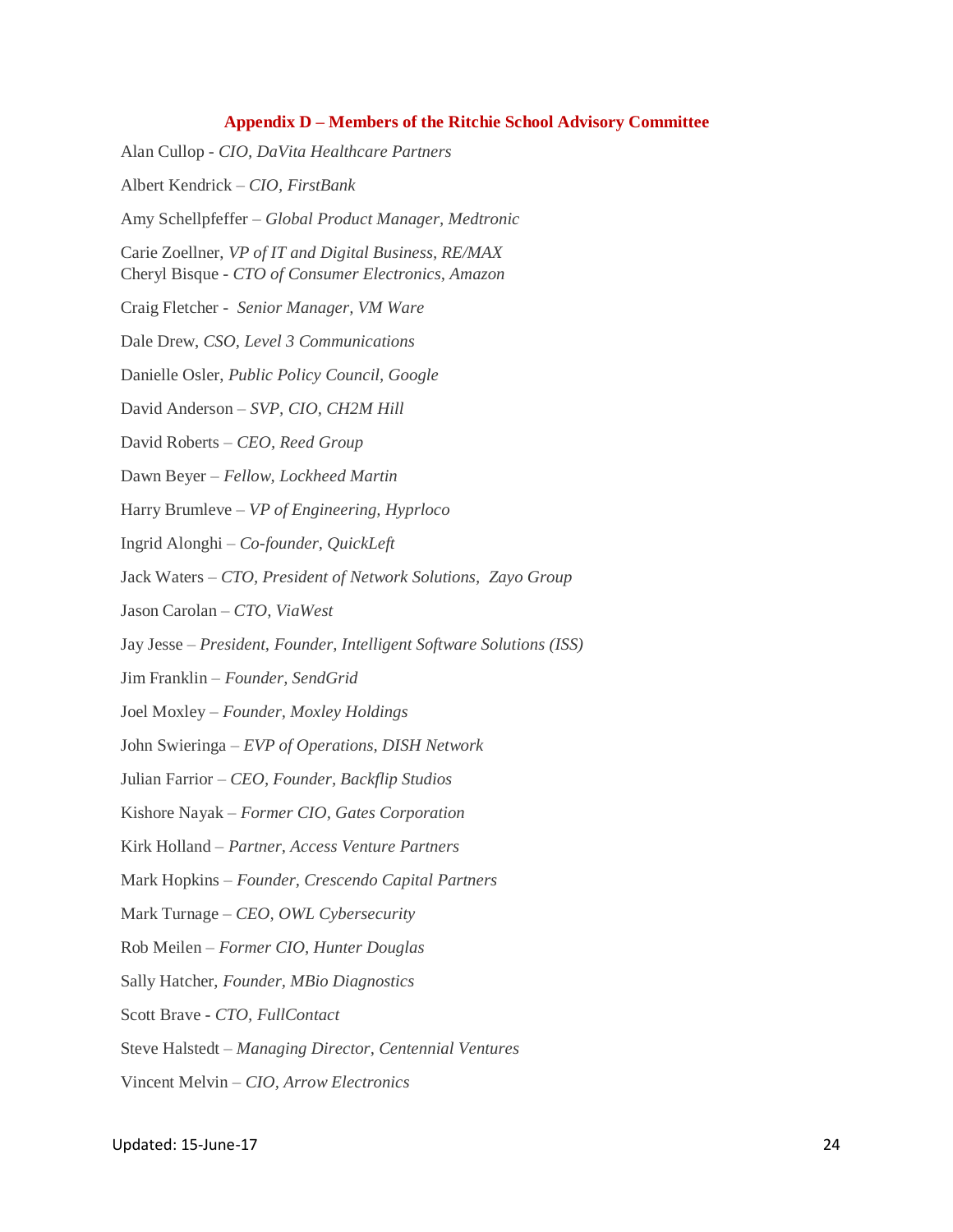## Appendix D – Members of the Ritchie School Advisory Committee

Alan Cullop - *CIO, DaVita Healthcare Partners*

Albert Kendrick – *CIO, FirstBank*

Amy Schellpfeffer – *Global Product Manager, Medtronic*

Carie Zoellner, *VP of IT and Digital Business, RE/MAX*
Cheryl Bisque - *CTO of Consumer Electronics, Amazon*

Craig Fletcher - *Senior Manager, VM Ware*

Dale Drew, *CSO, Level 3 Communications*

Danielle Osler, *Public Policy Council, Google*

David Anderson – *SVP, CIO, CH2M Hill*

David Roberts – *CEO, Reed Group*

Dawn Beyer – *Fellow, Lockheed Martin*

Harry Brumleve – *VP of Engineering, Hyprloco*

Ingrid Alonghi – *Co-founder, QuickLeft*

Jack Waters – *CTO, President of Network Solutions, Zayo Group*

Jason Carolan – *CTO, ViaWest*

Jay Jesse – *President, Founder, Intelligent Software Solutions (ISS)*

Jim Franklin – *Founder, SendGrid*

Joel Moxley – *Founder, Moxley Holdings*

John Swieringa – *EVP of Operations, DISH Network*

Julian Farrior – *CEO, Founder, Backflip Studios*

Kishore Nayak – *Former CIO, Gates Corporation*

Kirk Holland – *Partner, Access Venture Partners*

Mark Hopkins – *Founder, Crescendo Capital Partners*

Mark Turnage – *CEO, OWL Cybersecurity*

Rob Meilen – *Former CIO, Hunter Douglas*

Sally Hatcher, *Founder, MBio Diagnostics*

Scott Brave - *CTO, FullContact*

Steve Halstedt – *Managing Director, Centennial Ventures*

Vincent Melvin – *CIO, Arrow Electronics*

Updated: 15-June-17